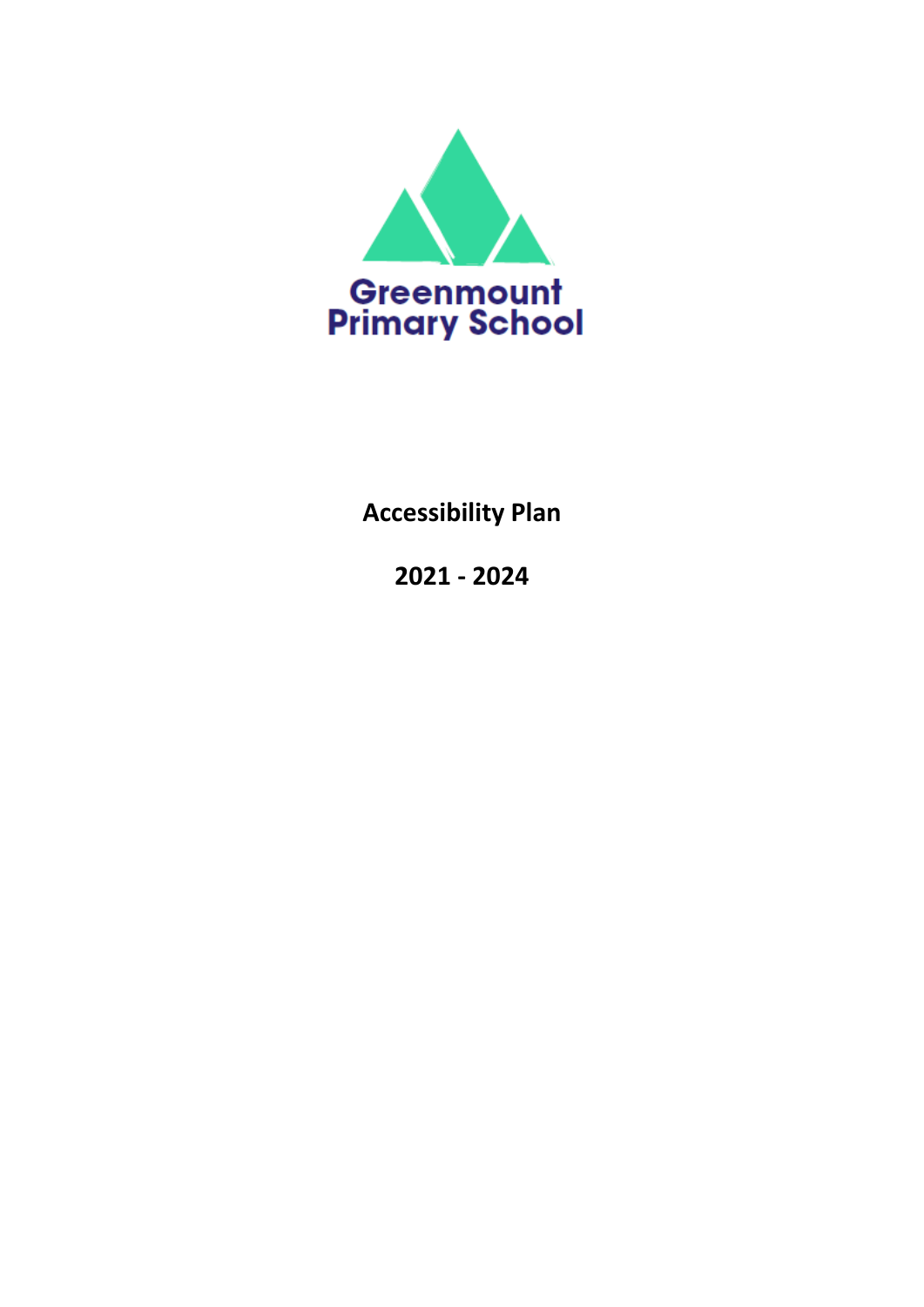Greenmount Primary School

# Accessibility Plan

# 2021 - 2024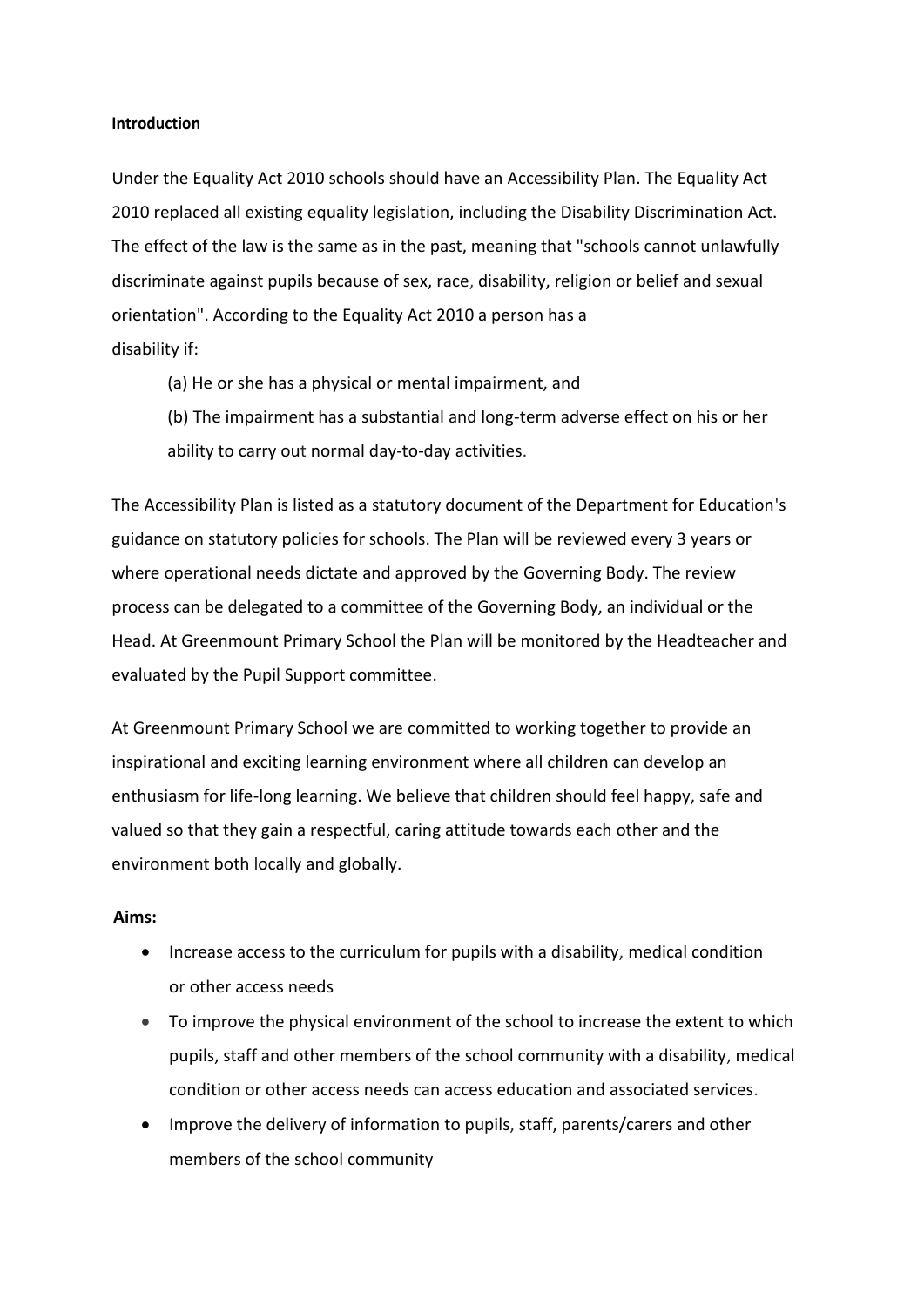**Introduction**

Under the Equality Act 2010 schools should have an Accessibility Plan. The Equality Act 2010 replaced all existing equality legislation, including the Disability Discrimination Act. The effect of the law is the same as in the past, meaning that "schools cannot unlawfully discriminate against pupils because of sex, race, disability, religion or belief and sexual orientation". According to the Equality Act 2010 a person has a disability if:

(a) He or she has a physical or mental impairment, and

(b) The impairment has a substantial and long-term adverse effect on his or her ability to carry out normal day-to-day activities.

The Accessibility Plan is listed as a statutory document of the Department for Education's guidance on statutory policies for schools. The Plan will be reviewed every 3 years or where operational needs dictate and approved by the Governing Body. The review process can be delegated to a committee of the Governing Body, an individual or the Head. At Greenmount Primary School the Plan will be monitored by the Headteacher and evaluated by the Pupil Support committee.

At Greenmount Primary School we are committed to working together to provide an inspirational and exciting learning environment where all children can develop an enthusiasm for life-long learning. We believe that children should feel happy, safe and valued so that they gain a respectful, caring attitude towards each other and the environment both locally and globally.

**Aims:**

- Increase access to the curriculum for pupils with a disability, medical condition or other access needs
- To improve the physical environment of the school to increase the extent to which pupils, staff and other members of the school community with a disability, medical condition or other access needs can access education and associated services.
- Improve the delivery of information to pupils, staff, parents/carers and other members of the school community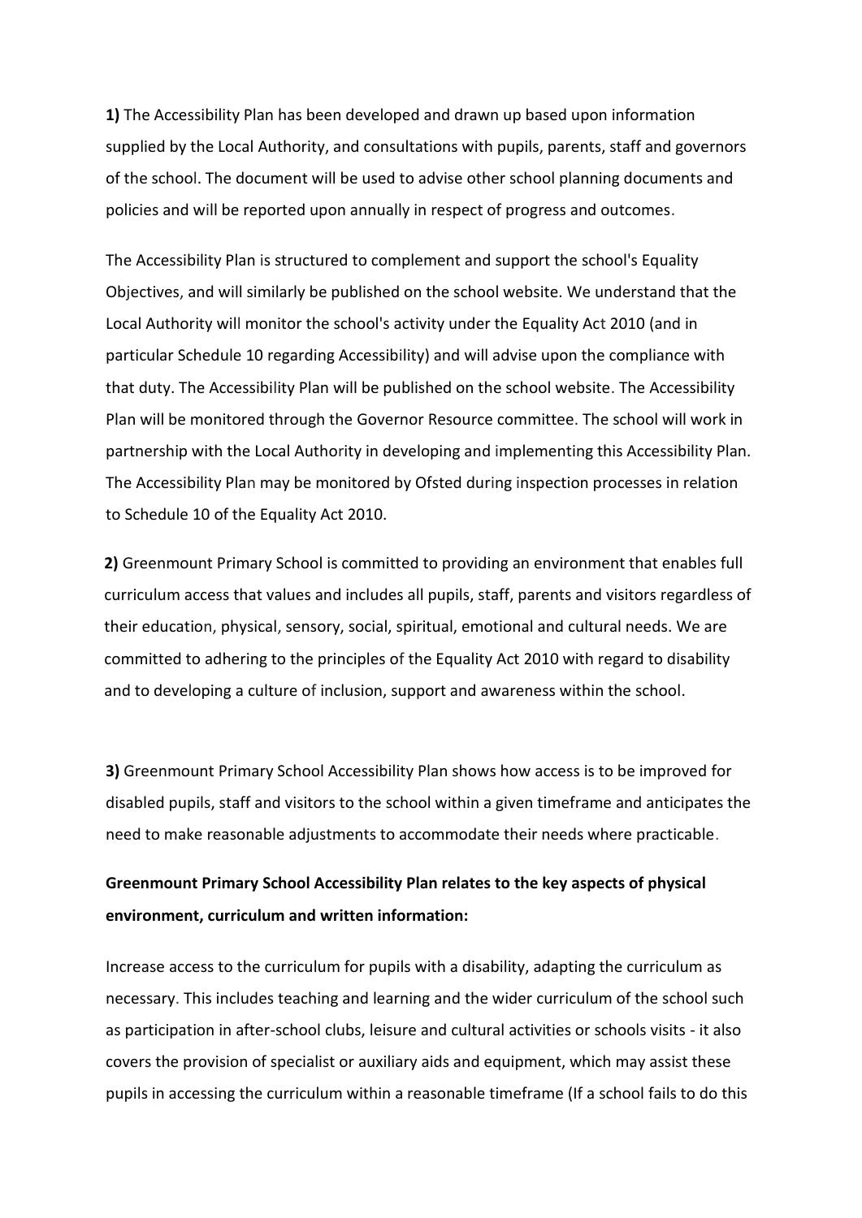**1)** The Accessibility Plan has been developed and drawn up based upon information supplied by the Local Authority, and consultations with pupils, parents, staff and governors of the school. The document will be used to advise other school planning documents and policies and will be reported upon annually in respect of progress and outcomes.

The Accessibility Plan is structured to complement and support the school's Equality Objectives, and will similarly be published on the school website. We understand that the Local Authority will monitor the school's activity under the Equality Act 2010 (and in particular Schedule 10 regarding Accessibility) and will advise upon the compliance with that duty. The Accessibility Plan will be published on the school website. The Accessibility Plan will be monitored through the Governor Resource committee. The school will work in partnership with the Local Authority in developing and implementing this Accessibility Plan. The Accessibility Plan may be monitored by Ofsted during inspection processes in relation to Schedule 10 of the Equality Act 2010.

**2)** Greenmount Primary School is committed to providing an environment that enables full curriculum access that values and includes all pupils, staff, parents and visitors regardless of their education, physical, sensory, social, spiritual, emotional and cultural needs. We are committed to adhering to the principles of the Equality Act 2010 with regard to disability and to developing a culture of inclusion, support and awareness within the school.

**3)** Greenmount Primary School Accessibility Plan shows how access is to be improved for disabled pupils, staff and visitors to the school within a given timeframe and anticipates the need to make reasonable adjustments to accommodate their needs where practicable.

**Greenmount Primary School Accessibility Plan relates to the key aspects of physical environment, curriculum and written information:**

Increase access to the curriculum for pupils with a disability, adapting the curriculum as necessary. This includes teaching and learning and the wider curriculum of the school such as participation in after-school clubs, leisure and cultural activities or schools visits - it also covers the provision of specialist or auxiliary aids and equipment, which may assist these pupils in accessing the curriculum within a reasonable timeframe (If a school fails to do this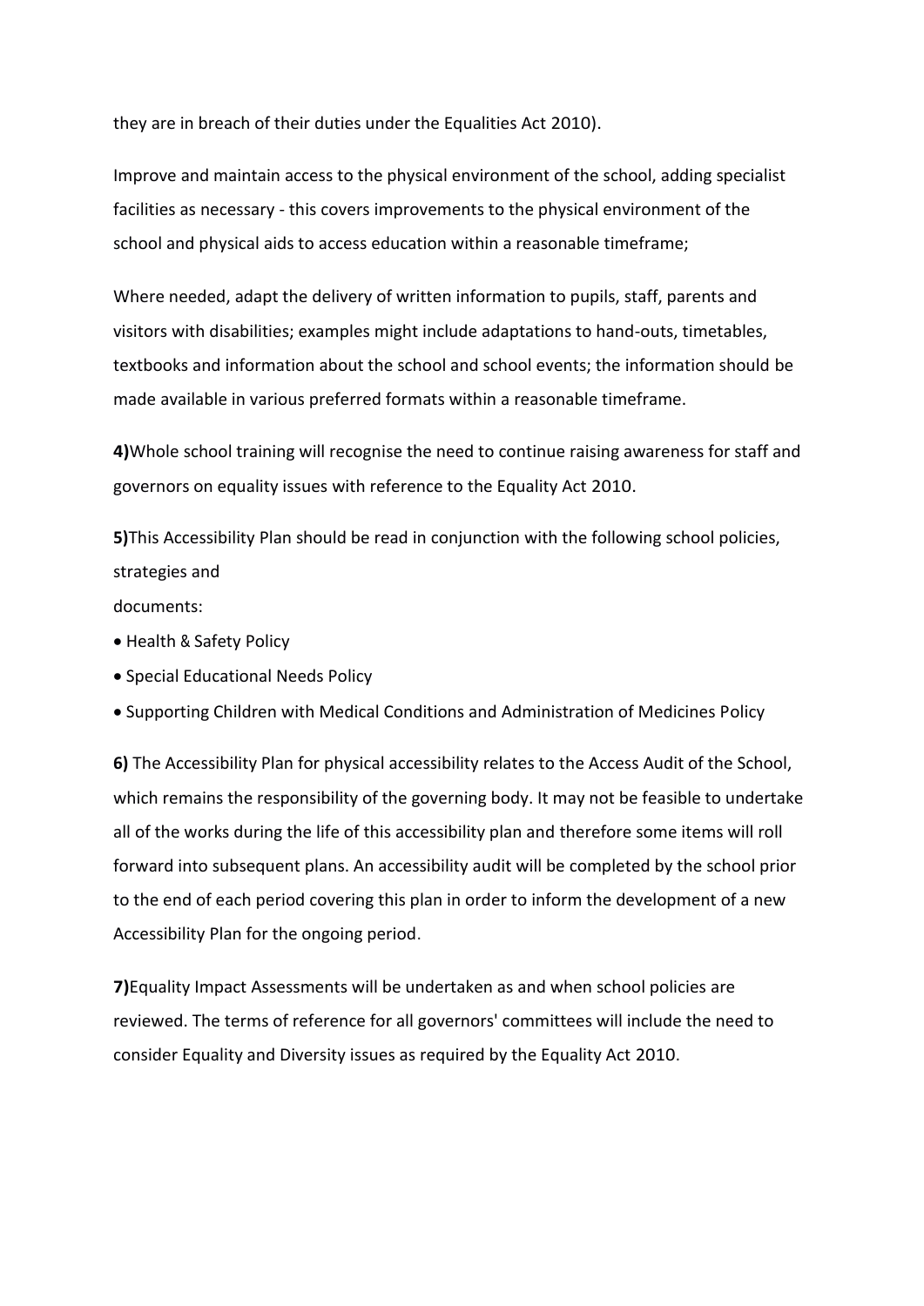they are in breach of their duties under the Equalities Act 2010).

Improve and maintain access to the physical environment of the school, adding specialist facilities as necessary - this covers improvements to the physical environment of the school and physical aids to access education within a reasonable timeframe;

Where needed, adapt the delivery of written information to pupils, staff, parents and visitors with disabilities; examples might include adaptations to hand-outs, timetables, textbooks and information about the school and school events; the information should be made available in various preferred formats within a reasonable timeframe.

**4)**Whole school training will recognise the need to continue raising awareness for staff and governors on equality issues with reference to the Equality Act 2010.

**5)**This Accessibility Plan should be read in conjunction with the following school policies, strategies and documents:

- Health & Safety Policy
- Special Educational Needs Policy
- Supporting Children with Medical Conditions and Administration of Medicines Policy

**6)** The Accessibility Plan for physical accessibility relates to the Access Audit of the School, which remains the responsibility of the governing body. It may not be feasible to undertake all of the works during the life of this accessibility plan and therefore some items will roll forward into subsequent plans. An accessibility audit will be completed by the school prior to the end of each period covering this plan in order to inform the development of a new Accessibility Plan for the ongoing period.

**7)**Equality Impact Assessments will be undertaken as and when school policies are reviewed. The terms of reference for all governors' committees will include the need to consider Equality and Diversity issues as required by the Equality Act 2010.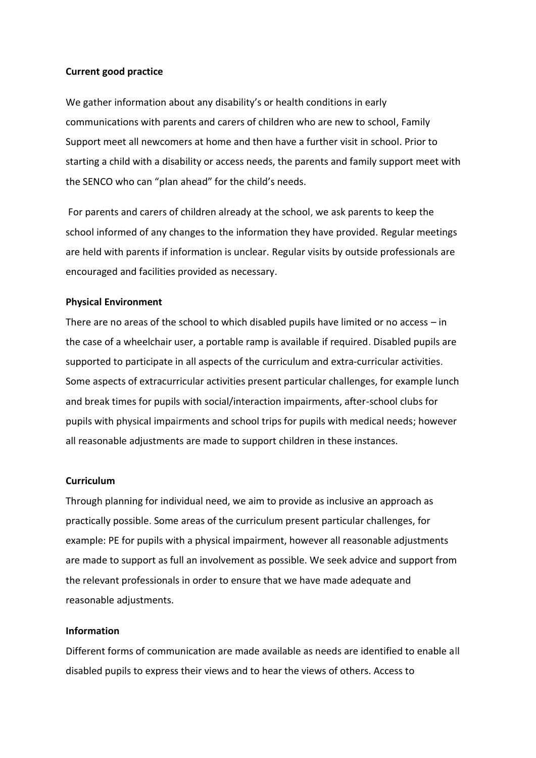**Current good practice**

We gather information about any disability's or health conditions in early communications with parents and carers of children who are new to school, Family Support meet all newcomers at home and then have a further visit in school. Prior to starting a child with a disability or access needs, the parents and family support meet with the SENCO who can "plan ahead" for the child's needs.

For parents and carers of children already at the school, we ask parents to keep the school informed of any changes to the information they have provided. Regular meetings are held with parents if information is unclear. Regular visits by outside professionals are encouraged and facilities provided as necessary.

**Physical Environment**

There are no areas of the school to which disabled pupils have limited or no access – in the case of a wheelchair user, a portable ramp is available if required. Disabled pupils are supported to participate in all aspects of the curriculum and extra-curricular activities. Some aspects of extracurricular activities present particular challenges, for example lunch and break times for pupils with social/interaction impairments, after-school clubs for pupils with physical impairments and school trips for pupils with medical needs; however all reasonable adjustments are made to support children in these instances.

**Curriculum**

Through planning for individual need, we aim to provide as inclusive an approach as practically possible. Some areas of the curriculum present particular challenges, for example: PE for pupils with a physical impairment, however all reasonable adjustments are made to support as full an involvement as possible. We seek advice and support from the relevant professionals in order to ensure that we have made adequate and reasonable adjustments.

**Information**

Different forms of communication are made available as needs are identified to enable all disabled pupils to express their views and to hear the views of others. Access to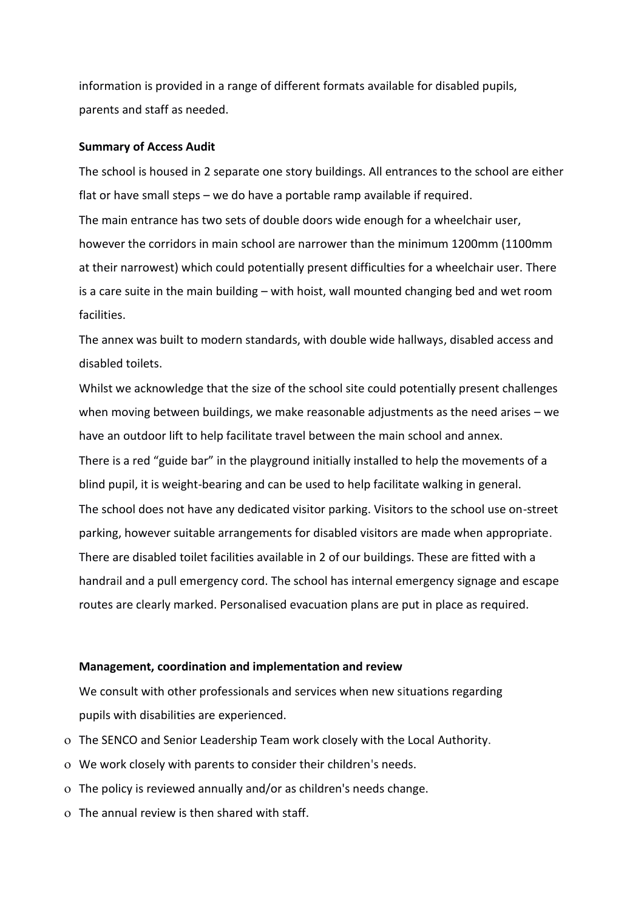information is provided in a range of different formats available for disabled pupils, parents and staff as needed.

**Summary of Access Audit**

The school is housed in 2 separate one story buildings. All entrances to the school are either flat or have small steps – we do have a portable ramp available if required.

The main entrance has two sets of double doors wide enough for a wheelchair user, however the corridors in main school are narrower than the minimum 1200mm (1100mm at their narrowest) which could potentially present difficulties for a wheelchair user. There is a care suite in the main building – with hoist, wall mounted changing bed and wet room facilities.

The annex was built to modern standards, with double wide hallways, disabled access and disabled toilets.

Whilst we acknowledge that the size of the school site could potentially present challenges when moving between buildings, we make reasonable adjustments as the need arises – we have an outdoor lift to help facilitate travel between the main school and annex.

There is a red "guide bar" in the playground initially installed to help the movements of a blind pupil, it is weight-bearing and can be used to help facilitate walking in general.

The school does not have any dedicated visitor parking. Visitors to the school use on-street parking, however suitable arrangements for disabled visitors are made when appropriate.

There are disabled toilet facilities available in 2 of our buildings. These are fitted with a handrail and a pull emergency cord. The school has internal emergency signage and escape routes are clearly marked. Personalised evacuation plans are put in place as required.

**Management, coordination and implementation and review**

We consult with other professionals and services when new situations regarding pupils with disabilities are experienced.

- The SENCO and Senior Leadership Team work closely with the Local Authority.
- We work closely with parents to consider their children's needs.
- The policy is reviewed annually and/or as children's needs change.
- The annual review is then shared with staff.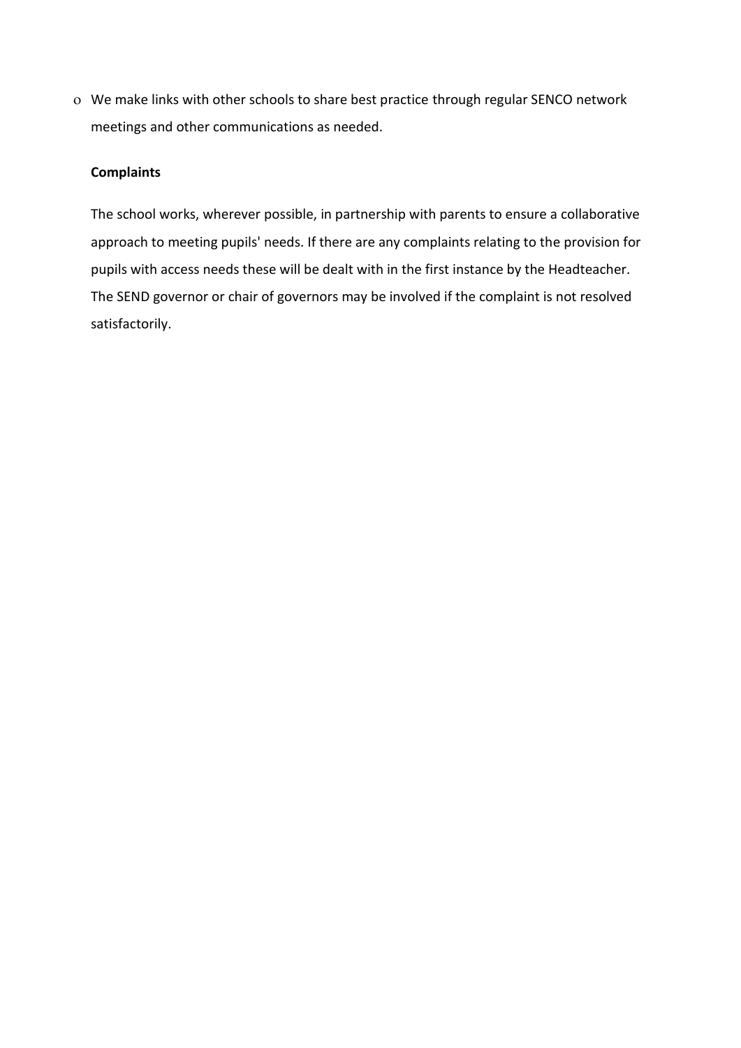- We make links with other schools to share best practice through regular SENCO network meetings and other communications as needed.

**Complaints**

The school works, wherever possible, in partnership with parents to ensure a collaborative approach to meeting pupils' needs. If there are any complaints relating to the provision for pupils with access needs these will be dealt with in the first instance by the Headteacher. The SEND governor or chair of governors may be involved if the complaint is not resolved satisfactorily.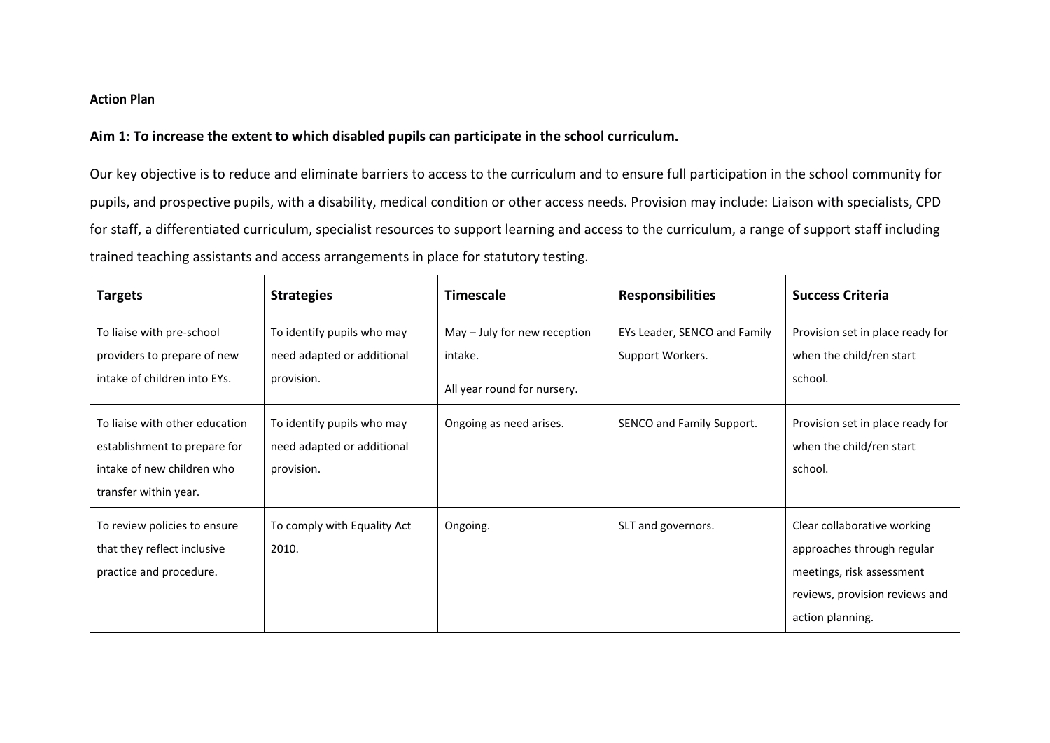**Action Plan**

**Aim 1: To increase the extent to which disabled pupils can participate in the school curriculum.**

Our key objective is to reduce and eliminate barriers to access to the curriculum and to ensure full participation in the school community for pupils, and prospective pupils, with a disability, medical condition or other access needs. Provision may include: Liaison with specialists, CPD for staff, a differentiated curriculum, specialist resources to support learning and access to the curriculum, a range of support staff including trained teaching assistants and access arrangements in place for statutory testing.

| Targets | Strategies | Timescale | Responsibilities | Success Criteria |
|---|---|---|---|---|
| To liaise with pre-school providers to prepare of new intake of children into EYs. | To identify pupils who may need adapted or additional provision. | May – July for new reception intake.<br><br>All year round for nursery. | EYs Leader, SENCO and Family Support Workers. | Provision set in place ready for when the child/ren start school. |
| To liaise with other education establishment to prepare for intake of new children who transfer within year. | To identify pupils who may need adapted or additional provision. | Ongoing as need arises. | SENCO and Family Support. | Provision set in place ready for when the child/ren start school. |
| To review policies to ensure that they reflect inclusive practice and procedure. | To comply with Equality Act 2010. | Ongoing. | SLT and governors. | Clear collaborative working approaches through regular meetings, risk assessment reviews, provision reviews and action planning. |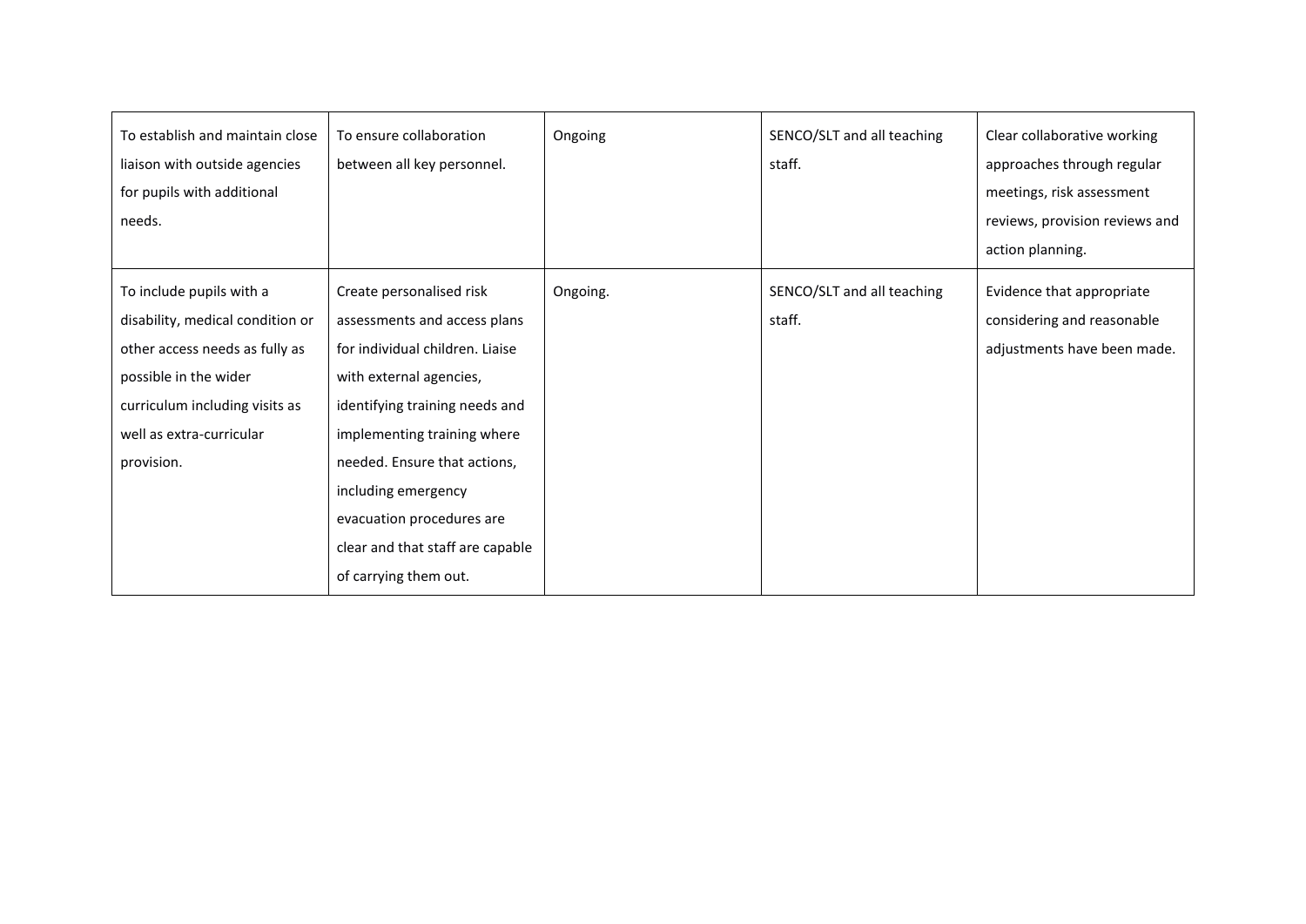| To establish and maintain close liaison with outside agencies for pupils with additional needs. | To ensure collaboration between all key personnel. | Ongoing | SENCO/SLT and all teaching staff. | Clear collaborative working approaches through regular meetings, risk assessment reviews, provision reviews and action planning. |
|---|---|---|---|---|
| To include pupils with a disability, medical condition or other access needs as fully as possible in the wider curriculum including visits as well as extra-curricular provision. | Create personalised risk assessments and access plans for individual children. Liaise with external agencies, identifying training needs and implementing training where needed. Ensure that actions, including emergency evacuation procedures are clear and that staff are capable of carrying them out. | Ongoing. | SENCO/SLT and all teaching staff. | Evidence that appropriate considering and reasonable adjustments have been made. |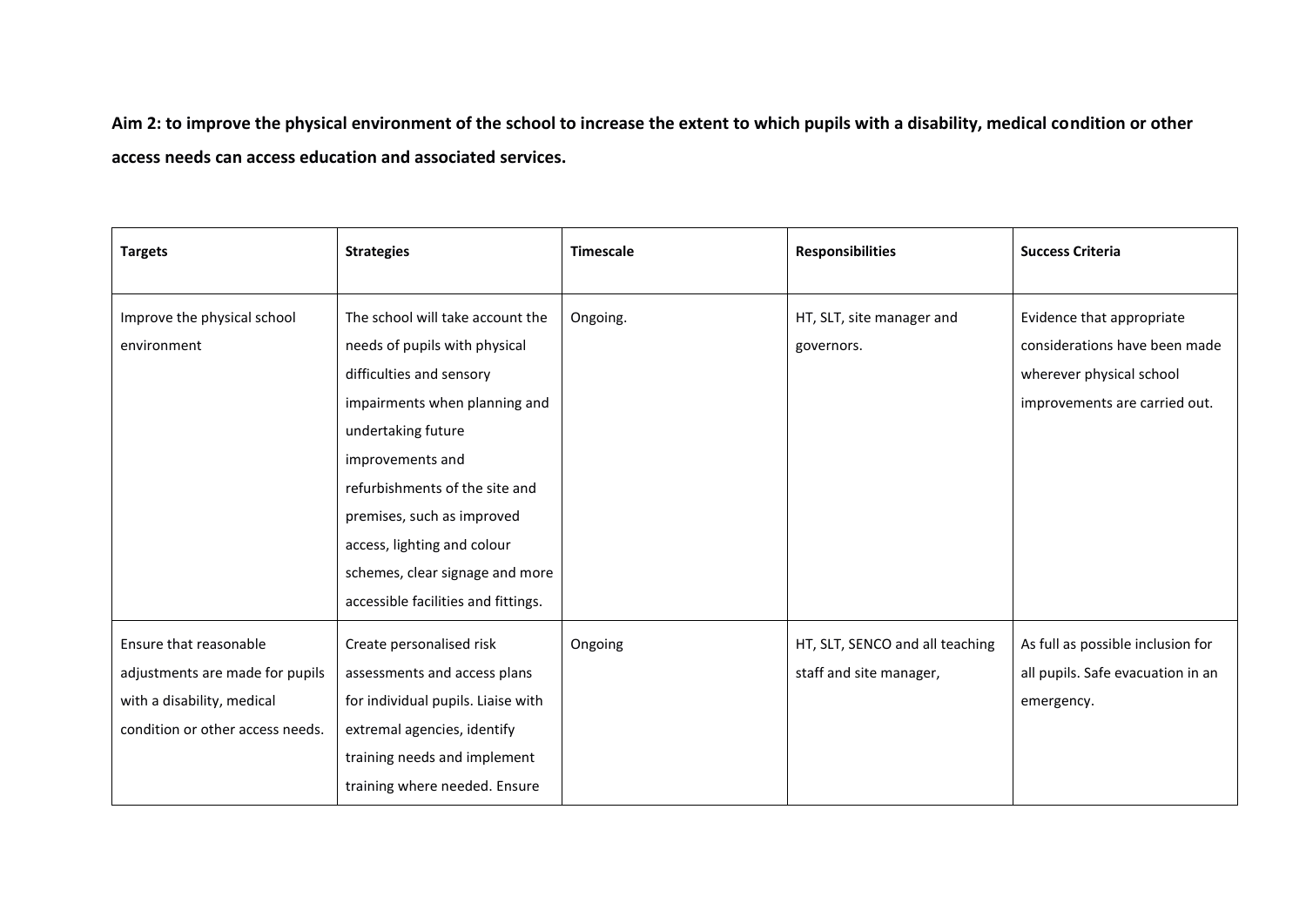**Aim 2: to improve the physical environment of the school to increase the extent to which pupils with a disability, medical condition or other access needs can access education and associated services.**

| Targets | Strategies | Timescale | Responsibilities | Success Criteria |
|---|---|---|---|---|
| Improve the physical school environment | The school will take account the needs of pupils with physical difficulties and sensory impairments when planning and undertaking future improvements and refurbishments of the site and premises, such as improved access, lighting and colour schemes, clear signage and more accessible facilities and fittings. | Ongoing. | HT, SLT, site manager and governors. | Evidence that appropriate considerations have been made wherever physical school improvements are carried out. |
| Ensure that reasonable adjustments are made for pupils with a disability, medical condition or other access needs. | Create personalised risk assessments and access plans for individual pupils. Liaise with extremal agencies, identify training needs and implement training where needed. Ensure | Ongoing | HT, SLT, SENCO and all teaching staff and site manager, | As full as possible inclusion for all pupils. Safe evacuation in an emergency. |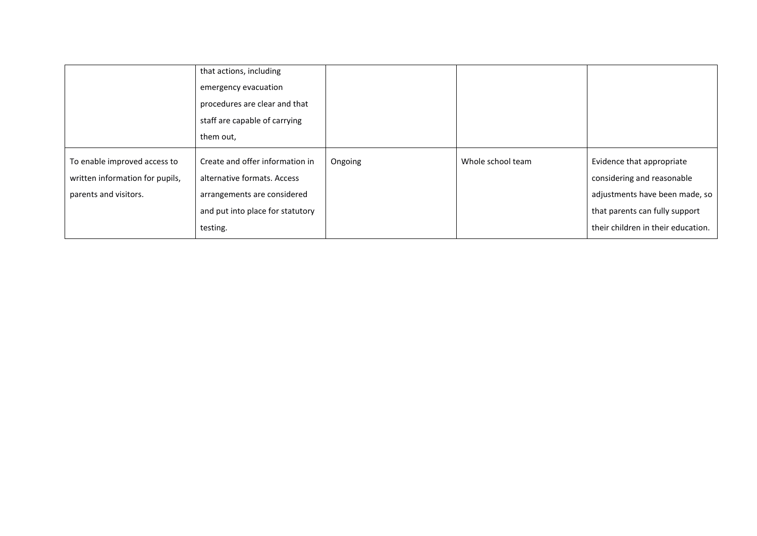| | | | | |
|---|---|---|---|---|
| | that actions, including emergency evacuation procedures are clear and that staff are capable of carrying them out, | | | |
| To enable improved access to written information for pupils, parents and visitors. | Create and offer information in alternative formats. Access arrangements are considered and put into place for statutory testing. | Ongoing | Whole school team | Evidence that appropriate considering and reasonable adjustments have been made, so that parents can fully support their children in their education. |